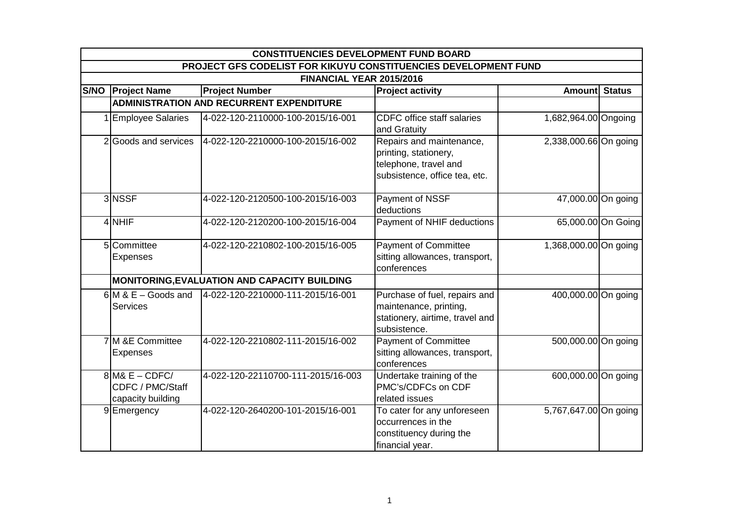| CONSTITUENCIES DEVELOPMENT FUND BOARD | | | | | |
|---|---|---|---|---|---|
| PROJECT GFS CODELIST FOR KIKUYU CONSTITUENCIES DEVELOPMENT FUND | | | | | |
| FINANCIAL YEAR 2015/2016 | | | | | |
| **S/NO** | **Project Name** | **Project Number** | **Project activity** | **Amount** | **Status** |
| | **ADMINISTRATION AND RECURRENT EXPENDITURE** | | | | |
| 1 | Employee Salaries | 4-022-120-2110000-100-2015/16-001 | CDFC office staff salaries and Gratuity | 1,682,964.00 | Ongoing |
| 2 | Goods and services | 4-022-120-2210000-100-2015/16-002 | Repairs and maintenance, printing, stationery, telephone, travel and subsistence, office tea, etc. | 2,338,000.66 | On going |
| 3 | NSSF | 4-022-120-2120500-100-2015/16-003 | Payment of NSSF deductions | 47,000.00 | On going |
| 4 | NHIF | 4-022-120-2120200-100-2015/16-004 | Payment of NHIF deductions | 65,000.00 | On Going |
| 5 | Committee Expenses | 4-022-120-2210802-100-2015/16-005 | Payment of Committee sitting allowances, transport, conferences | 1,368,000.00 | On going |
| | **MONITORING,EVALUATION AND CAPACITY BUILDING** | | | | |
| 6 | M & E – Goods and Services | 4-022-120-2210000-111-2015/16-001 | Purchase of fuel, repairs and maintenance, printing, stationery, airtime, travel and subsistence. | 400,000.00 | On going |
| 7 | M &E Committee Expenses | 4-022-120-2210802-111-2015/16-002 | Payment of Committee sitting allowances, transport, conferences | 500,000.00 | On going |
| 8 | M& E – CDFC/ CDFC / PMC/Staff capacity building | 4-022-120-22110700-111-2015/16-003 | Undertake training of the PMC's/CDFCs on CDF related issues | 600,000.00 | On going |
| 9 | Emergency | 4-022-120-2640200-101-2015/16-001 | To cater for any unforeseen occurrences in the constituency during the financial year. | 5,767,647.00 | On going |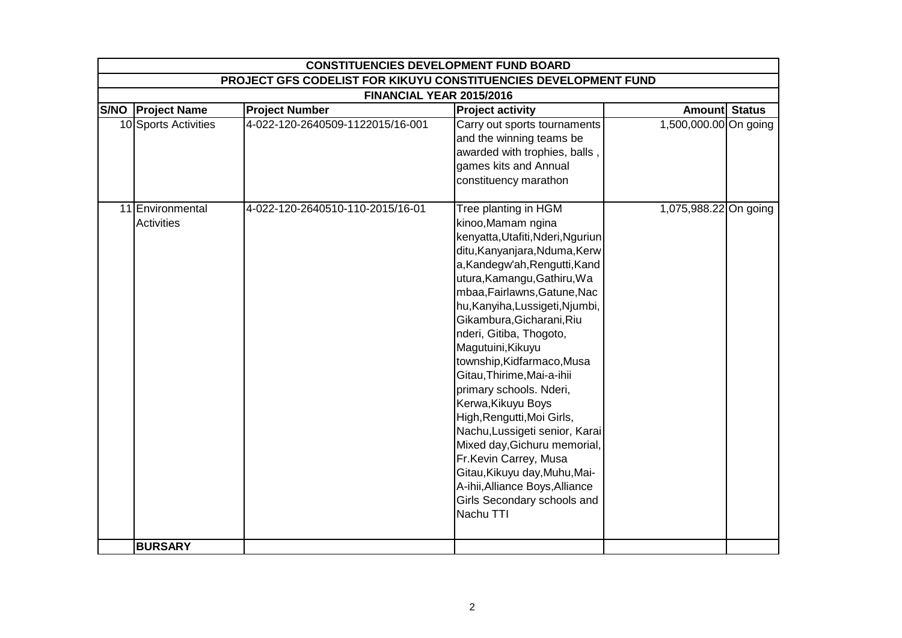| CONSTITUENCIES DEVELOPMENT FUND BOARD | | | | | |
|---|---|---|---|---|---|
| PROJECT GFS CODELIST FOR KIKUYU CONSTITUENCIES DEVELOPMENT FUND | | | | | |
| FINANCIAL YEAR 2015/2016 | | | | | |
| **S/NO** | **Project Name** | **Project Number** | **Project activity** | **Amount** | **Status** |
| 10 | Sports Activities | 4-022-120-2640509-1122015/16-001 | Carry out sports tournaments and the winning teams be awarded with trophies, balls , games kits and Annual constituency marathon | 1,500,000.00 | On going |
| 11 | Environmental Activities | 4-022-120-2640510-110-2015/16-01 | Tree planting in HGM kinoo,Mamam ngina kenyatta,Utafiti,Nderi,Nguriunditu,Kanyanjara,Nduma,Kerwa,Kandegw'ah,Rengutti,Kandutura,Kamangu,Gathiru,Wambaa,Fairlawns,Gatune,Nachu,Kanyiha,Lussigeti,Njumbi,Gikambura,Gicharani,Riunderi, Gitiba, Thogoto, Magutuini,Kikuyu township,Kidfarmaco,Musa Gitau,Thirime,Mai-a-ihii primary schools. Nderi, Kerwa,Kikuyu Boys High,Rengutti,Moi Girls, Nachu,Lussigeti senior, Karai Mixed day,Gichuru memorial, Fr.Kevin Carrey, Musa Gitau,Kikuyu day,Muhu,Mai-A-ihii,Alliance Boys,Alliance Girls Secondary schools and Nachu TTI | 1,075,988.22 | On going |
| | **BURSARY** | | | | |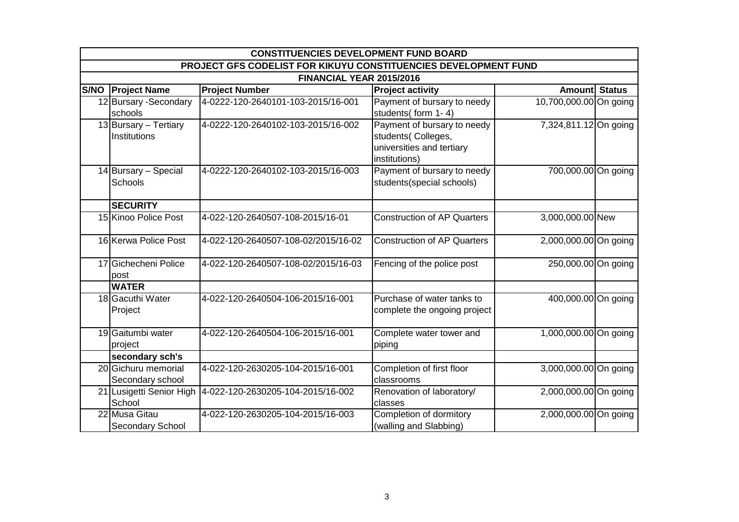| CONSTITUENCIES DEVELOPMENT FUND BOARD | | | | | |
|---|---|---|---|---|---|
| PROJECT GFS CODELIST FOR KIKUYU CONSTITUENCIES DEVELOPMENT FUND | | | | | |
| FINANCIAL YEAR 2015/2016 | | | | | |
| **S/NO** | **Project Name** | **Project Number** | **Project activity** | **Amount** | **Status** |
| 12 | Bursary -Secondary schools | 4-0222-120-2640101-103-2015/16-001 | Payment of bursary to needy students( form 1- 4) | 10,700,000.00 | On going |
| 13 | Bursary – Tertiary Institutions | 4-0222-120-2640102-103-2015/16-002 | Payment of bursary to needy students( Colleges, universities and tertiary institutions) | 7,324,811.12 | On going |
| 14 | Bursary – Special Schools | 4-0222-120-2640102-103-2015/16-003 | Payment of bursary to needy students(special schools) | 700,000.00 | On going |
| | **SECURITY** | | | | |
| 15 | Kinoo Police Post | 4-022-120-2640507-108-2015/16-01 | Construction of AP Quarters | 3,000,000.00 | New |
| 16 | Kerwa Police Post | 4-022-120-2640507-108-02/2015/16-02 | Construction of AP Quarters | 2,000,000.00 | On going |
| 17 | Gichecheni Police post | 4-022-120-2640507-108-02/2015/16-03 | Fencing of the police post | 250,000.00 | On going |
| | **WATER** | | | | |
| 18 | Gacuthi Water Project | 4-022-120-2640504-106-2015/16-001 | Purchase of water tanks to complete the ongoing project | 400,000.00 | On going |
| 19 | Gaitumbi water project | 4-022-120-2640504-106-2015/16-001 | Complete water tower and piping | 1,000,000.00 | On going |
| | **secondary sch's** | | | | |
| 20 | Gichuru memorial Secondary school | 4-022-120-2630205-104-2015/16-001 | Completion of first floor classrooms | 3,000,000.00 | On going |
| 21 | Lusigetti Senior High School | 4-022-120-2630205-104-2015/16-002 | Renovation of laboratory/ classes | 2,000,000.00 | On going |
| 22 | Musa Gitau Secondary School | 4-022-120-2630205-104-2015/16-003 | Completion of dormitory (walling and Slabbing) | 2,000,000.00 | On going |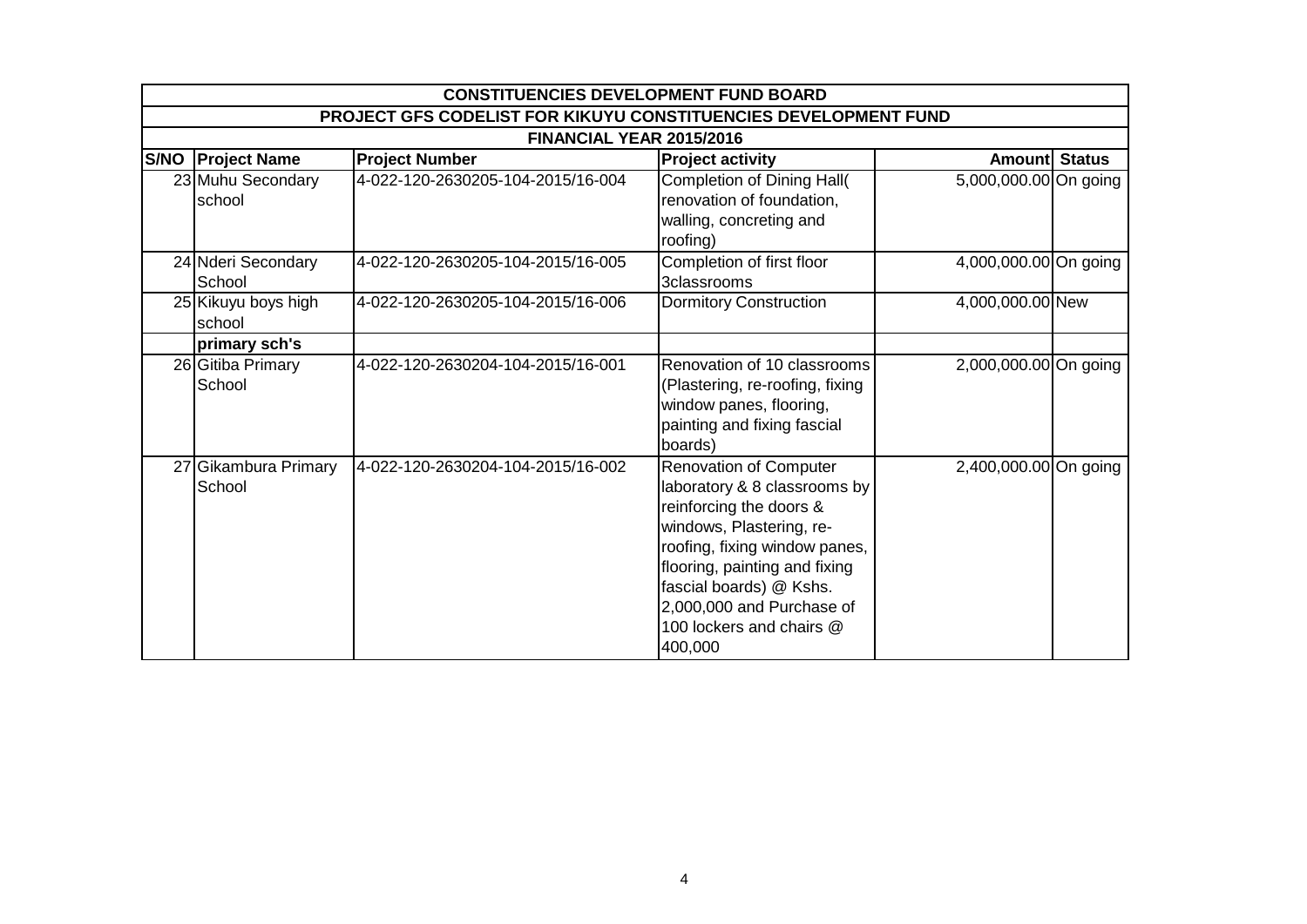| CONSTITUENCIES DEVELOPMENT FUND BOARD | | | | | |
|---|---|---|---|---|---|
| PROJECT GFS CODELIST FOR KIKUYU CONSTITUENCIES DEVELOPMENT FUND | | | | | |
| FINANCIAL YEAR 2015/2016 | | | | | |
| **S/NO** | **Project Name** | **Project Number** | **Project activity** | **Amount** | **Status** |
| 23 | Muhu Secondary school | 4-022-120-2630205-104-2015/16-004 | Completion of Dining Hall( renovation of foundation, walling, concreting and roofing) | 5,000,000.00 | On going |
| 24 | Nderi Secondary School | 4-022-120-2630205-104-2015/16-005 | Completion of first floor 3classrooms | 4,000,000.00 | On going |
| 25 | Kikuyu boys high school | 4-022-120-2630205-104-2015/16-006 | Dormitory Construction | 4,000,000.00 | New |
| | **primary sch's** | | | | |
| 26 | Gitiba Primary School | 4-022-120-2630204-104-2015/16-001 | Renovation of 10 classrooms (Plastering, re-roofing, fixing window panes, flooring, painting and fixing fascial boards) | 2,000,000.00 | On going |
| 27 | Gikambura Primary School | 4-022-120-2630204-104-2015/16-002 | Renovation of Computer laboratory & 8 classrooms by reinforcing the doors & windows, Plastering, re-roofing, fixing window panes, flooring, painting and fixing fascial boards) @ Kshs. 2,000,000 and Purchase of 100 lockers and chairs @ 400,000 | 2,400,000.00 | On going |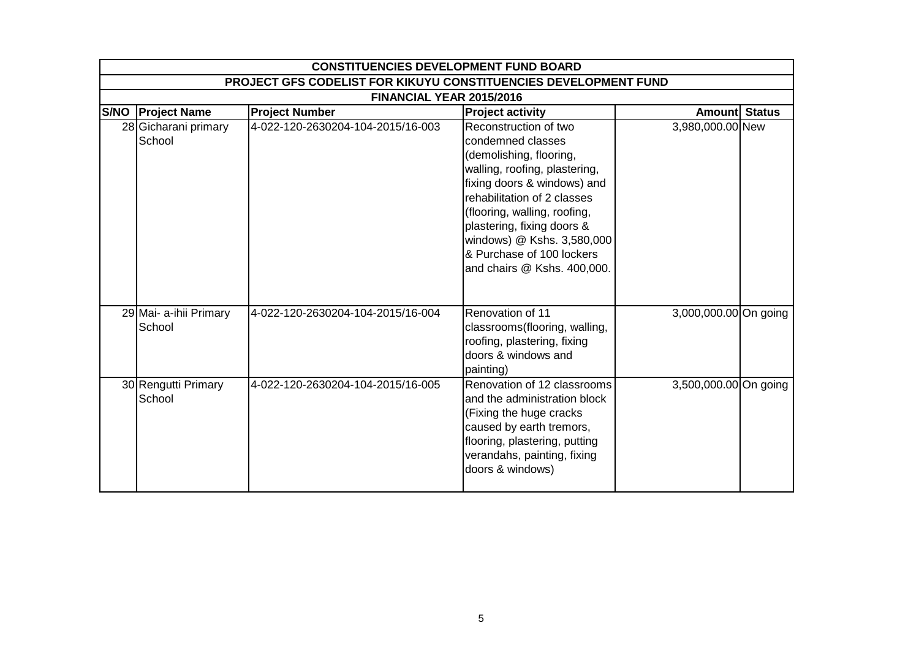| CONSTITUENCIES DEVELOPMENT FUND BOARD | | | | | |
|---|---|---|---|---|---|
| PROJECT GFS CODELIST FOR KIKUYU CONSTITUENCIES DEVELOPMENT FUND | | | | | |
| FINANCIAL YEAR 2015/2016 | | | | | |
| **S/NO** | **Project Name** | **Project Number** | **Project activity** | **Amount** | **Status** |
| 28 | Gicharani primary School | 4-022-120-2630204-104-2015/16-003 | Reconstruction of two condemned classes (demolishing, flooring, walling, roofing, plastering, fixing doors & windows) and rehabilitation of 2 classes (flooring, walling, roofing, plastering, fixing doors & windows) @ Kshs. 3,580,000 & Purchase of 100 lockers and chairs @ Kshs. 400,000. | 3,980,000.00 | New |
| 29 | Mai- a-ihii Primary School | 4-022-120-2630204-104-2015/16-004 | Renovation of 11 classrooms(flooring, walling, roofing, plastering, fixing doors & windows and painting) | 3,000,000.00 | On going |
| 30 | Rengutti Primary School | 4-022-120-2630204-104-2015/16-005 | Renovation of 12 classrooms and the administration block (Fixing the huge cracks caused by earth tremors, flooring, plastering, putting verandahs, painting, fixing doors & windows) | 3,500,000.00 | On going |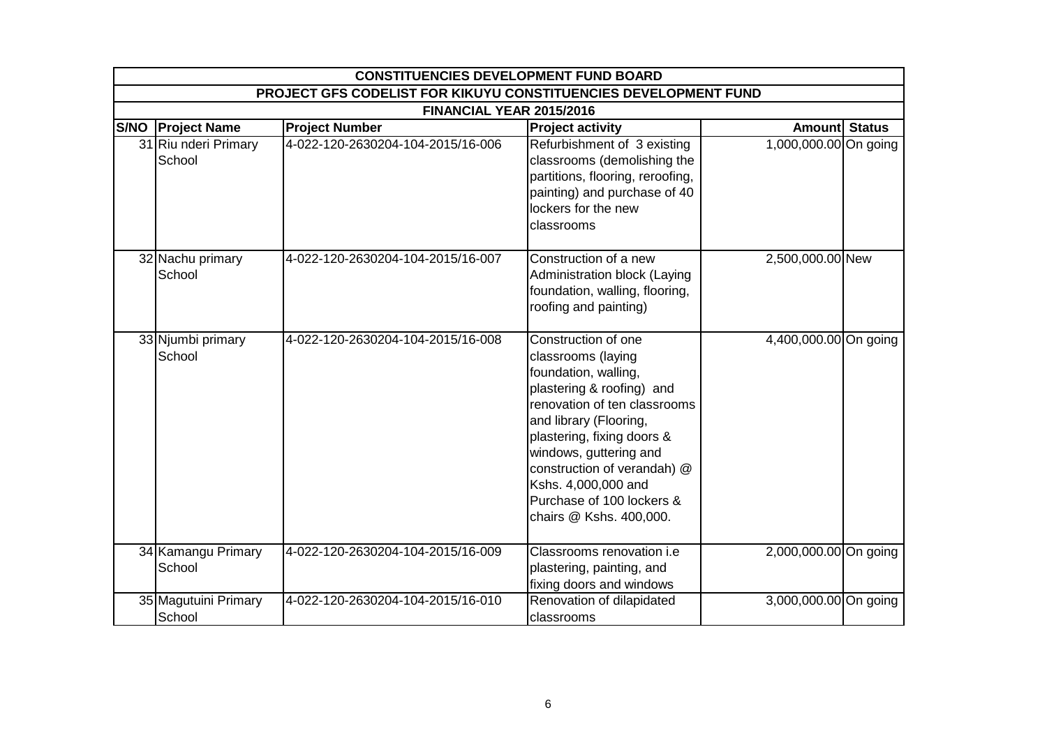| CONSTITUENCIES DEVELOPMENT FUND BOARD | | | | | |
|---|---|---|---|---|---|
| PROJECT GFS CODELIST FOR KIKUYU CONSTITUENCIES DEVELOPMENT FUND | | | | | |
| FINANCIAL YEAR 2015/2016 | | | | | |
| **S/NO** | **Project Name** | **Project Number** | **Project activity** | **Amount** | **Status** |
| 31 | Riu nderi Primary School | 4-022-120-2630204-104-2015/16-006 | Refurbishment of 3 existing classrooms (demolishing the partitions, flooring, reroofing, painting) and purchase of 40 lockers for the new classrooms | 1,000,000.00 | On going |
| 32 | Nachu primary School | 4-022-120-2630204-104-2015/16-007 | Construction of a new Administration block (Laying foundation, walling, flooring, roofing and painting) | 2,500,000.00 | New |
| 33 | Njumbi primary School | 4-022-120-2630204-104-2015/16-008 | Construction of one classrooms (laying foundation, walling, plastering & roofing) and renovation of ten classrooms and library (Flooring, plastering, fixing doors & windows, guttering and construction of verandah) @ Kshs. 4,000,000 and Purchase of 100 lockers & chairs @ Kshs. 400,000. | 4,400,000.00 | On going |
| 34 | Kamangu Primary School | 4-022-120-2630204-104-2015/16-009 | Classrooms renovation i.e plastering, painting, and fixing doors and windows | 2,000,000.00 | On going |
| 35 | Magutuini Primary School | 4-022-120-2630204-104-2015/16-010 | Renovation of dilapidated classrooms | 3,000,000.00 | On going |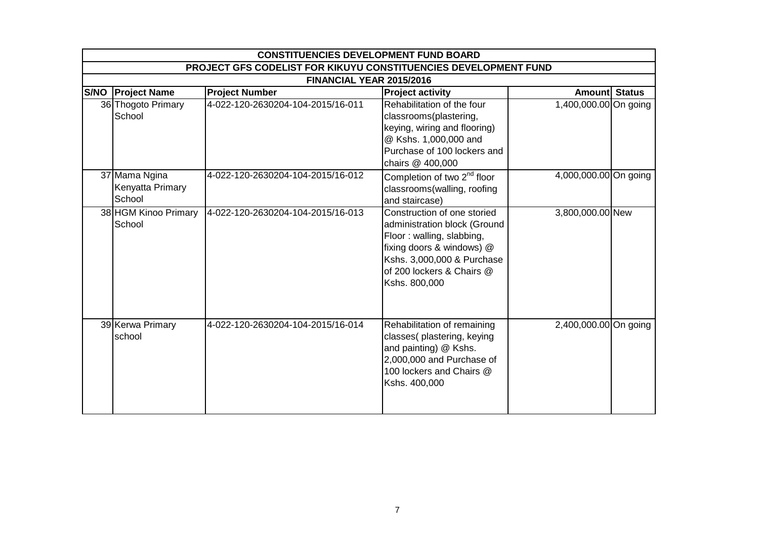| CONSTITUENCIES DEVELOPMENT FUND BOARD | | | | | |
|---|---|---|---|---|---|
| PROJECT GFS CODELIST FOR KIKUYU CONSTITUENCIES DEVELOPMENT FUND | | | | | |
| FINANCIAL YEAR 2015/2016 | | | | | |
| S/NO | Project Name | Project Number | Project activity | Amount | Status |
| 36 | Thogoto Primary School | 4-022-120-2630204-104-2015/16-011 | Rehabilitation of the four classrooms(plastering, keying, wiring and flooring) @ Kshs. 1,000,000 and Purchase of 100 lockers and chairs @ 400,000 | 1,400,000.00 | On going |
| 37 | Mama Ngina Kenyatta Primary School | 4-022-120-2630204-104-2015/16-012 | Completion of two 2[nd] floor classrooms(walling, roofing and staircase) | 4,000,000.00 | On going |
| 38 | HGM Kinoo Primary School | 4-022-120-2630204-104-2015/16-013 | Construction of one storied administration block (Ground Floor : walling, slabbing, fixing doors & windows) @ Kshs. 3,000,000 & Purchase of 200 lockers & Chairs @ Kshs. 800,000 | 3,800,000.00 | New |
| 39 | Kerwa Primary school | 4-022-120-2630204-104-2015/16-014 | Rehabilitation of remaining classes( plastering, keying and painting) @ Kshs. 2,000,000 and Purchase of 100 lockers and Chairs @ Kshs. 400,000 | 2,400,000.00 | On going |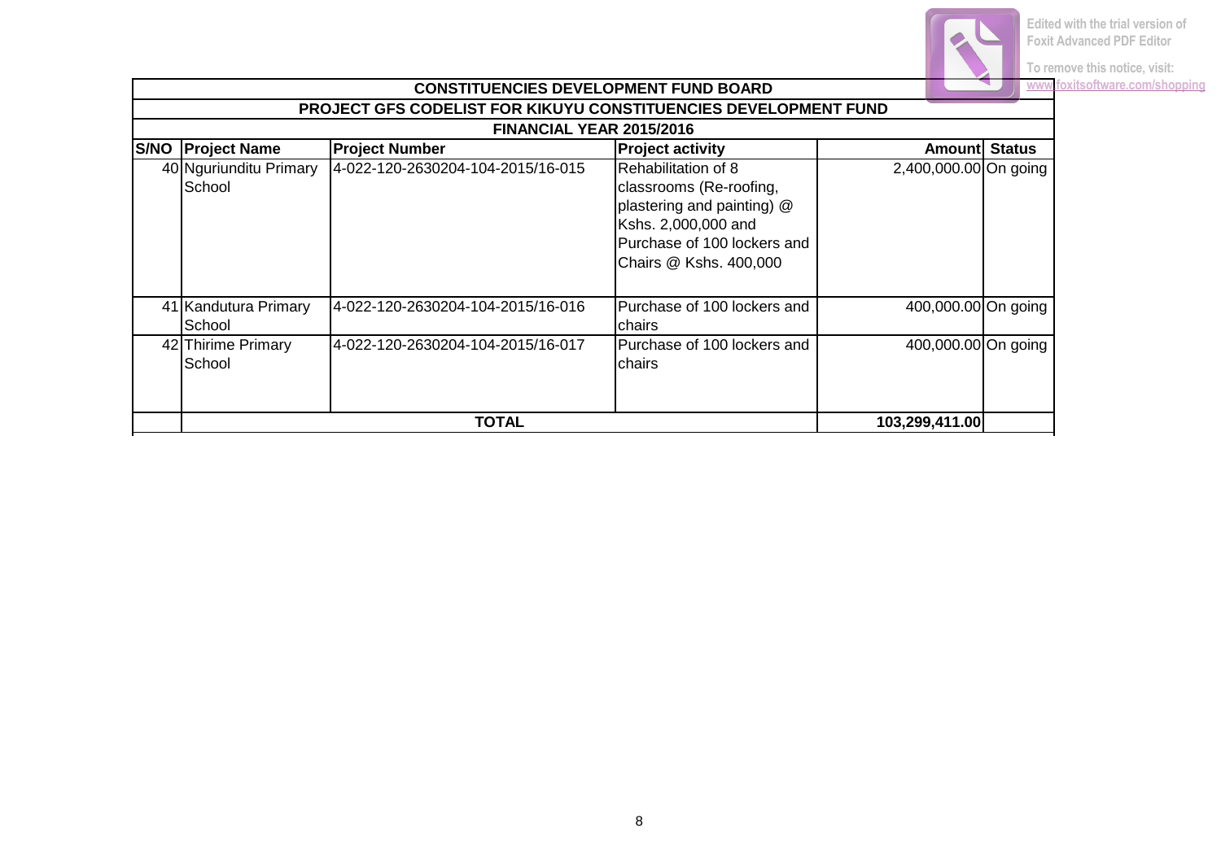| CONSTITUENCIES DEVELOPMENT FUND BOARD | | | | | |
|---|---|---|---|---|---|
| PROJECT GFS CODELIST FOR KIKUYU CONSTITUENCIES DEVELOPMENT FUND | | | | | |
| FINANCIAL YEAR 2015/2016 | | | | | |
| S/NO | Project Name | Project Number | Project activity | Amount | Status |
| 40 | Nguriunditu Primary School | 4-022-120-2630204-104-2015/16-015 | Rehabilitation of 8 classrooms (Re-roofing, plastering and painting) @ Kshs. 2,000,000 and Purchase of 100 lockers and Chairs @ Kshs. 400,000 | 2,400,000.00 | On going |
| 41 | Kandutura Primary School | 4-022-120-2630204-104-2015/16-016 | Purchase of 100 lockers and chairs | 400,000.00 | On going |
| 42 | Thirime Primary School | 4-022-120-2630204-104-2015/16-017 | Purchase of 100 lockers and chairs | 400,000.00 | On going |
| | **TOTAL** | | | **103,299,411.00** | |